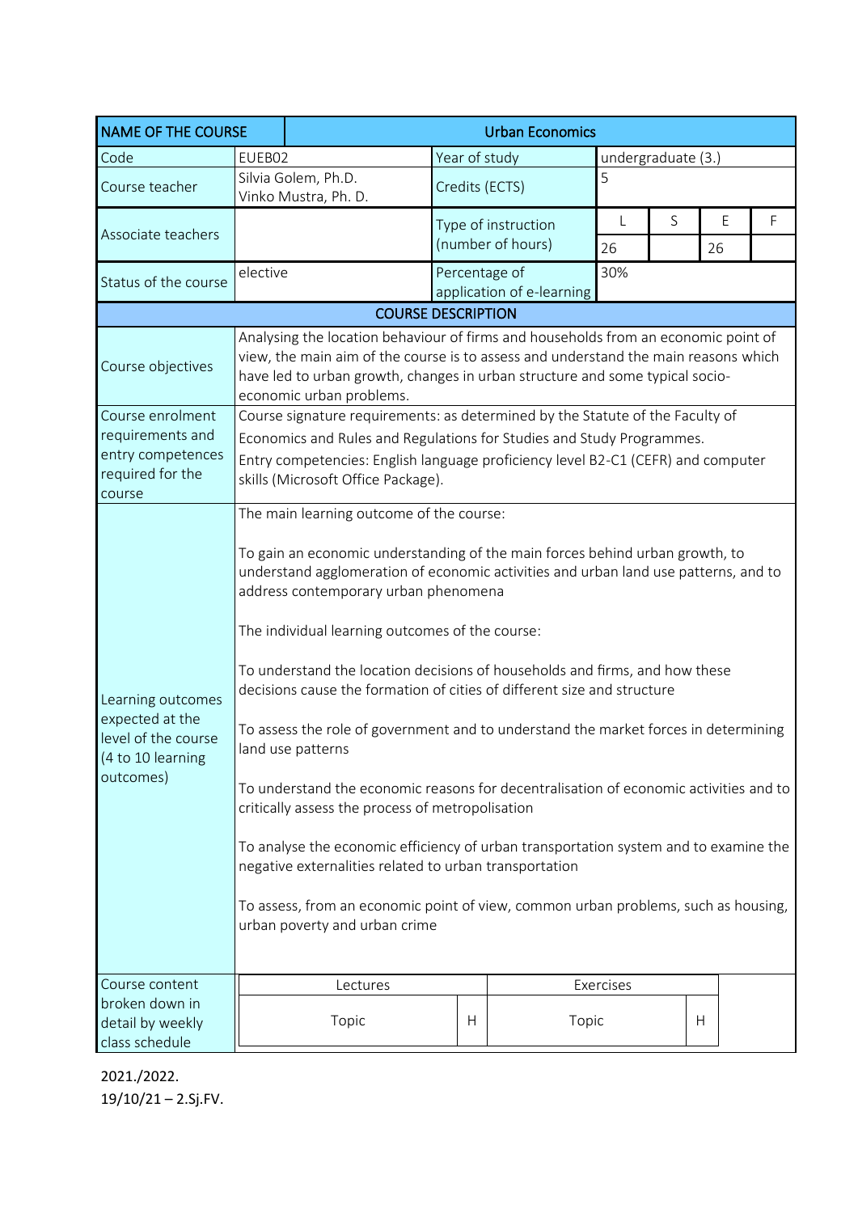| NAME OF THE COURSE | Urban Economics | | | | | |
|---|---|---|---|---|---|---|
| Code | EUEB02 | Year of study | undergraduate (3.) | | | |
| Course teacher | Silvia Golem, Ph.D.<br>Vinko Mustra, Ph. D. | Credits (ECTS) | 5 | | | |
| Associate teachers | | Type of instruction (number of hours) | L | S | E | F |
| | | | 26 | | 26 | |
| Status of the course | elective | Percentage of application of e-learning | 30% | | | |

**COURSE DESCRIPTION**

| | |
|---|---|
| Course objectives | Analysing the location behaviour of firms and households from an economic point of view, the main aim of the course is to assess and understand the main reasons which have led to urban growth, changes in urban structure and some typical socio-economic urban problems. |
| Course enrolment requirements and entry competences required for the course | Course signature requirements: as determined by the Statute of the Faculty of Economics and Rules and Regulations for Studies and Study Programmes.<br>Entry competencies: English language proficiency level B2-C1 (CEFR) and computer skills (Microsoft Office Package). |
| Learning outcomes expected at the level of the course (4 to 10 learning outcomes) | The main learning outcome of the course:<br><br>To gain an economic understanding of the main forces behind urban growth, to understand agglomeration of economic activities and urban land use patterns, and to address contemporary urban phenomena<br><br>The individual learning outcomes of the course:<br><br>To understand the location decisions of households and firms, and how these decisions cause the formation of cities of different size and structure<br><br>To assess the role of government and to understand the market forces in determining land use patterns<br><br>To understand the economic reasons for decentralisation of economic activities and to critically assess the process of metropolisation<br><br>To analyse the economic efficiency of urban transportation system and to examine the negative externalities related to urban transportation<br><br>To assess, from an economic point of view, common urban problems, such as housing, urban poverty and urban crime |

| Course content broken down in detail by weekly class schedule | Lectures | | Exercises | |
|---|---|---|---|---|
| | Topic | H | Topic | H |

2021./2022.
19/10/21 – 2.Sj.FV.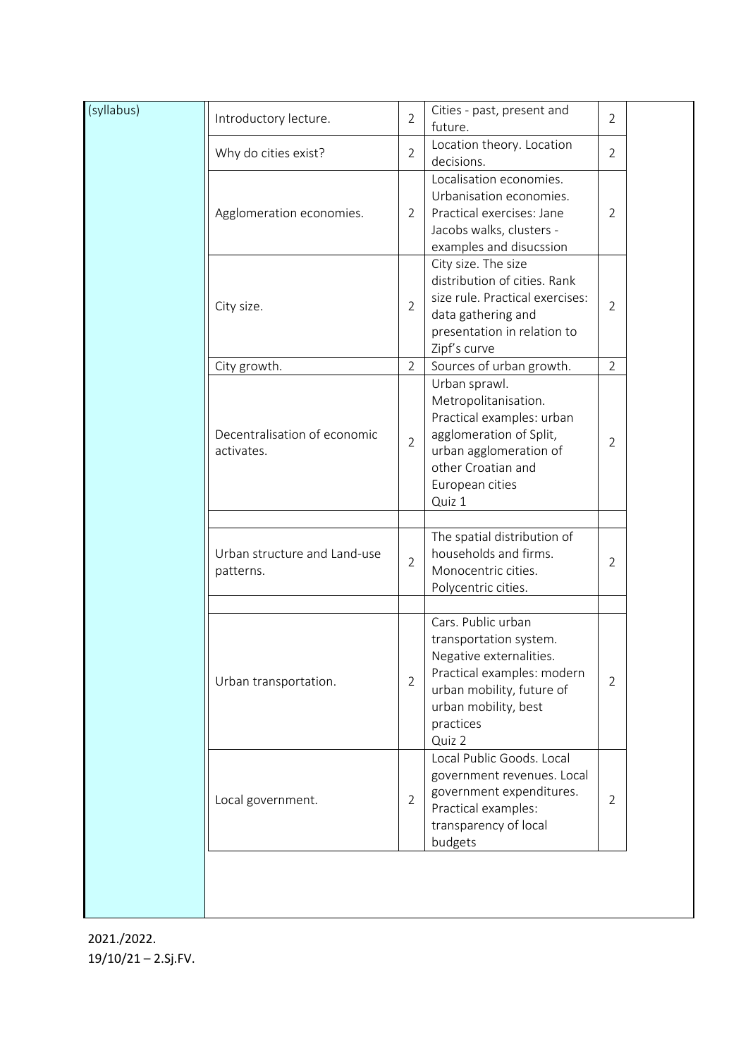| (syllabus) | | | | | |
|---|---|---|---|---|---|
| | Introductory lecture. | 2 | Cities - past, present and future. | 2 | |
| | Why do cities exist? | 2 | Location theory. Location decisions. | 2 | |
| | Agglomeration economies. | 2 | Localisation economies. Urbanisation economies. Practical exercises: Jane Jacobs walks, clusters - examples and disucssion | 2 | |
| | City size. | 2 | City size. The size distribution of cities. Rank size rule. Practical exercises: data gathering and presentation in relation to Zipf's curve | 2 | |
| | City growth. | 2 | Sources of urban growth. | 2 | |
| | Decentralisation of economic activates. | 2 | Urban sprawl. Metropolitanisation. Practical examples: urban agglomeration of Split, urban agglomeration of other Croatian and European cities Quiz 1 | 2 | |
| | | | | | |
| | Urban structure and Land-use patterns. | 2 | The spatial distribution of households and firms. Monocentric cities. Polycentric cities. | 2 | |
| | | | | | |
| | Urban transportation. | 2 | Cars. Public urban transportation system. Negative externalities. Practical examples: modern urban mobility, future of urban mobility, best practices Quiz 2 | 2 | |
| | Local government. | 2 | Local Public Goods. Local government revenues. Local government expenditures. Practical examples: transparency of local budgets | 2 | |

2021./2022.
19/10/21 – 2.Sj.FV.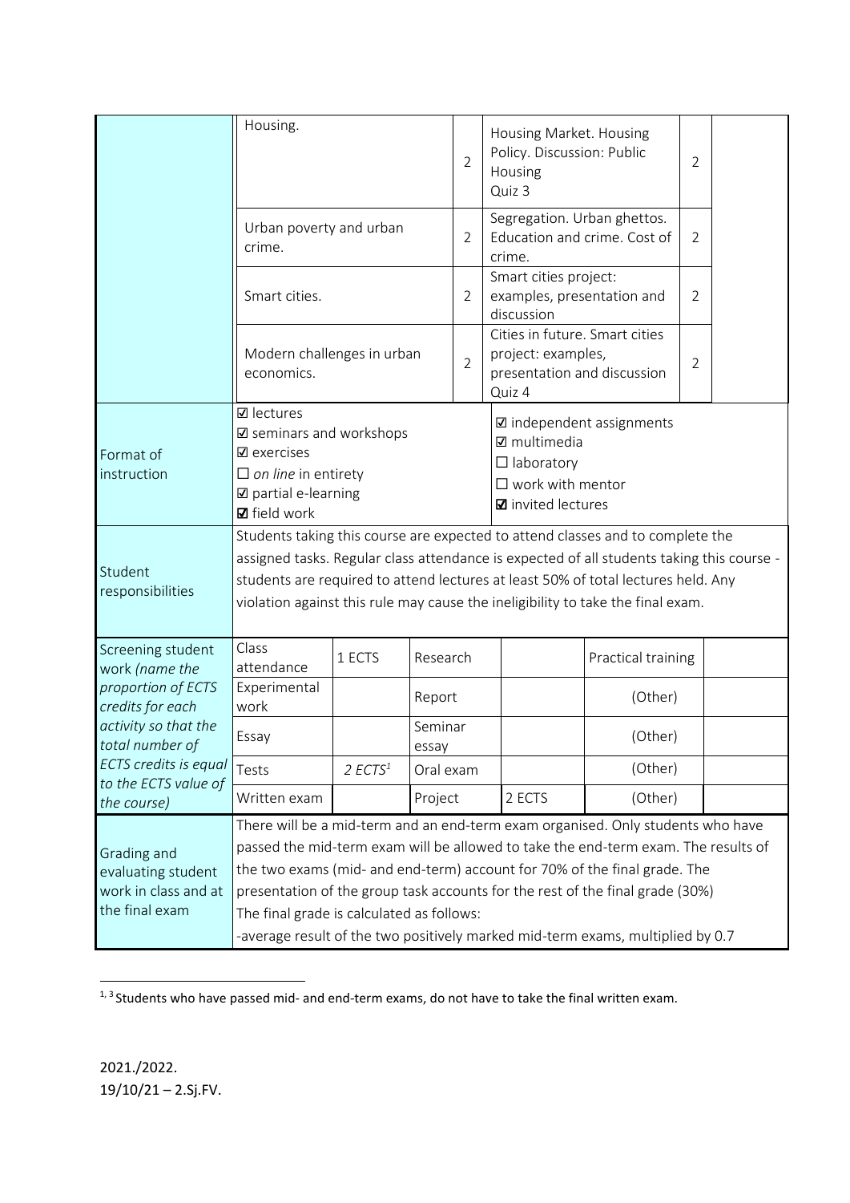| | | | | |
|---|---|---|---|---|
| | Housing. | 2 | Housing Market. Housing Policy. Discussion: Public Housing<br>Quiz 3 | 2 |
| | Urban poverty and urban crime. | 2 | Segregation. Urban ghettos. Education and crime. Cost of crime. | 2 |
| | Smart cities. | 2 | Smart cities project: examples, presentation and discussion | 2 |
| | Modern challenges in urban economics. | 2 | Cities in future. Smart cities project: examples, presentation and discussion<br>Quiz 4 | 2 |

| | | |
|---|---|---|
| Format of instruction | ☑ lectures<br>☑ seminars and workshops<br>☑ exercises<br>☐ *on line* in entirety<br>☑ partial e-learning<br>☑ field work | ☑ independent assignments<br>☑ multimedia<br>☐ laboratory<br>☐ work with mentor<br>☑ invited lectures |
| Student responsibilities | Students taking this course are expected to attend classes and to complete the assigned tasks. Regular class attendance is expected of all students taking this course - students are required to attend lectures at least 50% of total lectures held. Any violation against this rule may cause the ineligibility to take the final exam. | |

| Screening student work *(name the proportion of ECTS credits for each activity so that the total number of ECTS credits is equal to the ECTS value of the course)* | | | | | | |
|---|---|---|---|---|---|---|
| | Class attendance | 1 ECTS | Research | | Practical training | |
| | Experimental work | | Report | | (Other) | |
| | Essay | | Seminar essay | | (Other) | |
| | Tests | *2 ECTS*[1] | Oral exam | | (Other) | |
| | Written exam | | Project | 2 ECTS | (Other) | |

| | |
|---|---|
| Grading and evaluating student work in class and at the final exam | There will be a mid-term and an end-term exam organised. Only students who have passed the mid-term exam will be allowed to take the end-term exam. The results of the two exams (mid- and end-term) account for 70% of the final grade. The presentation of the group task accounts for the rest of the final grade (30%)<br>The final grade is calculated as follows:<br>-average result of the two positively marked mid-term exams, multiplied by 0.7 |

[1, 3] Students who have passed mid- and end-term exams, do not have to take the final written exam.

2021./2022.
19/10/21 – 2.Sj.FV.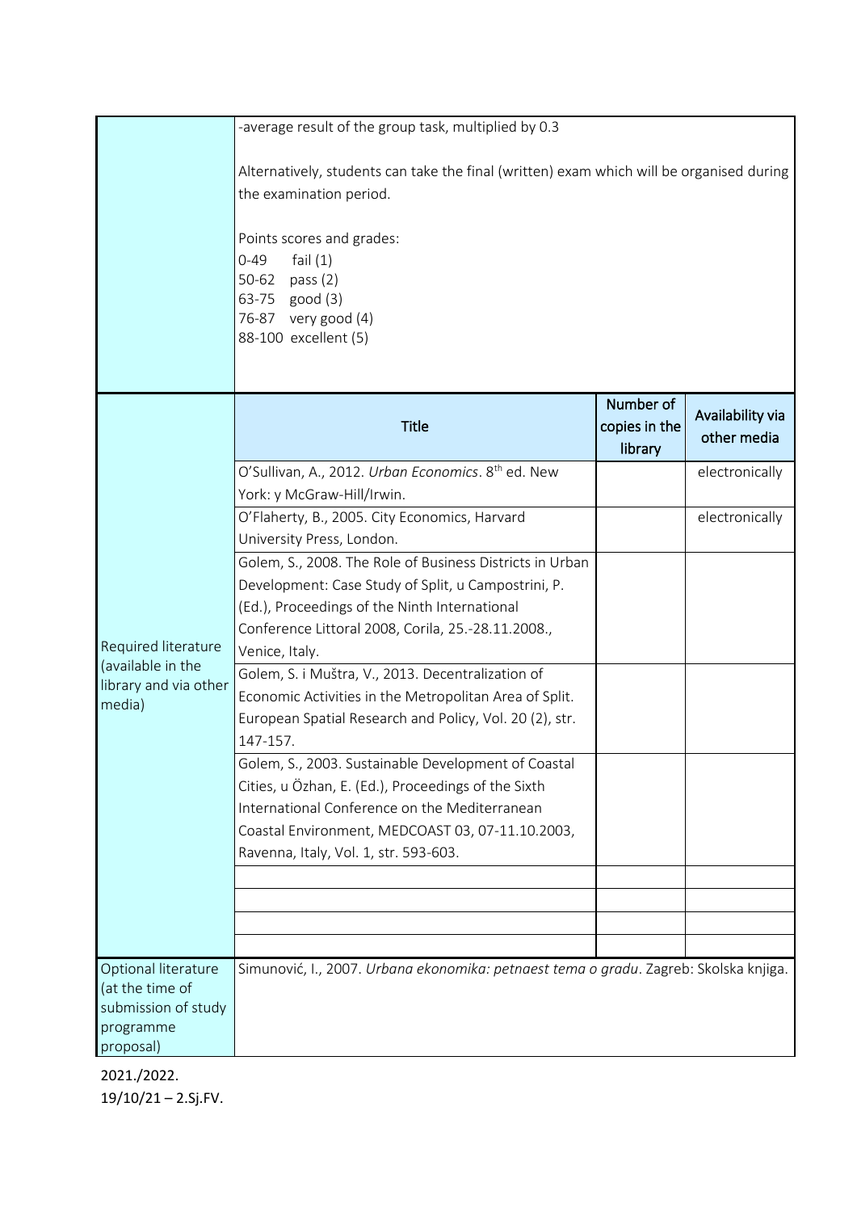| | | | |
|---|---|---|---|
| | -average result of the group task, multiplied by 0.3<br><br>Alternatively, students can take the final (written) exam which will be organised during the examination period.<br><br>Points scores and grades:<br>0-49 fail (1)<br>50-62 pass (2)<br>63-75 good (3)<br>76-87 very good (4)<br>88-100 excellent (5) | | |
| Required literature (available in the library and via other media) | **Title** | **Number of copies in the library** | **Availability via other media** |
| | O'Sullivan, A., 2012. *Urban Economics*. 8th ed. New York: y McGraw-Hill/Irwin. | | electronically |
| | O'Flaherty, B., 2005. City Economics, Harvard University Press, London. | | electronically |
| | Golem, S., 2008. The Role of Business Districts in Urban Development: Case Study of Split, u Campostrini, P. (Ed.), Proceedings of the Ninth International Conference Littoral 2008, Corila, 25.-28.11.2008., Venice, Italy. | | |
| | Golem, S. i Muštra, V., 2013. Decentralization of Economic Activities in the Metropolitan Area of Split. European Spatial Research and Policy, Vol. 20 (2), str. 147-157. | | |
| | Golem, S., 2003. Sustainable Development of Coastal Cities, u Özhan, E. (Ed.), Proceedings of the Sixth International Conference on the Mediterranean Coastal Environment, MEDCOAST 03, 07-11.10.2003, Ravenna, Italy, Vol. 1, str. 593-603. | | |
| | | | |
| | | | |
| | | | |
| | | | |
| Optional literature (at the time of submission of study programme proposal) | Simunović, I., 2007. *Urbana ekonomika: petnaest tema o gradu*. Zagreb: Skolska knjiga. | | |

2021./2022.
19/10/21 – 2.Sj.FV.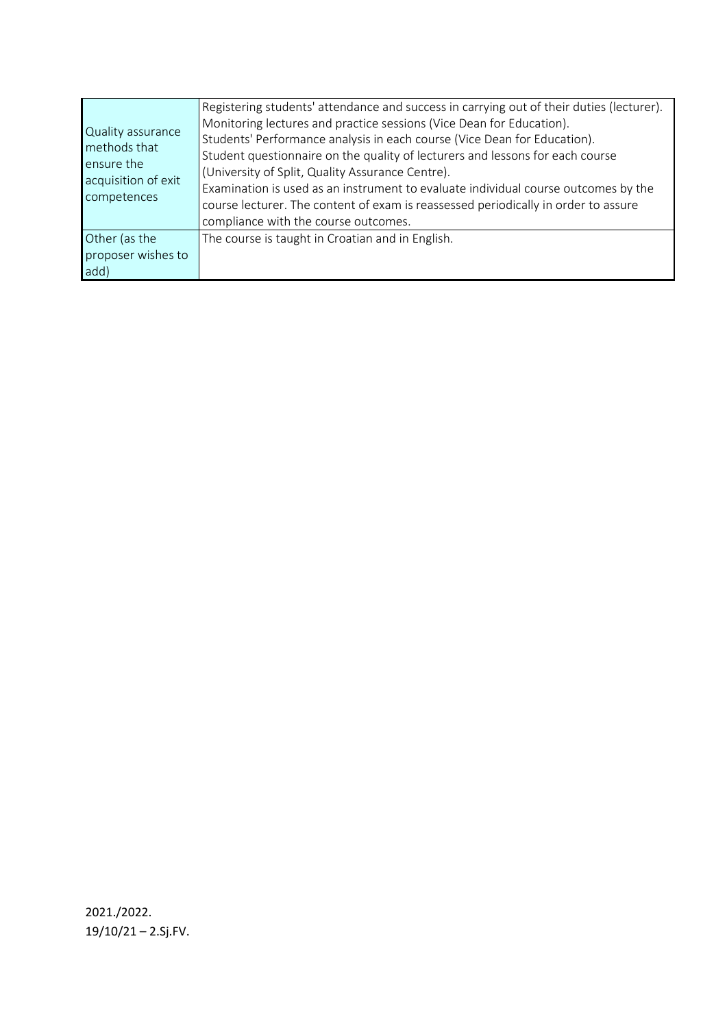| | |
|---|---|
| Quality assurance methods that ensure the acquisition of exit competences | Registering students' attendance and success in carrying out of their duties (lecturer).<br>Monitoring lectures and practice sessions (Vice Dean for Education).<br>Students' Performance analysis in each course (Vice Dean for Education).<br>Student questionnaire on the quality of lecturers and lessons for each course (University of Split, Quality Assurance Centre).<br>Examination is used as an instrument to evaluate individual course outcomes by the course lecturer. The content of exam is reassessed periodically in order to assure compliance with the course outcomes. |
| Other (as the proposer wishes to add) | The course is taught in Croatian and in English. |

2021./2022.
19/10/21 – 2.Sj.FV.